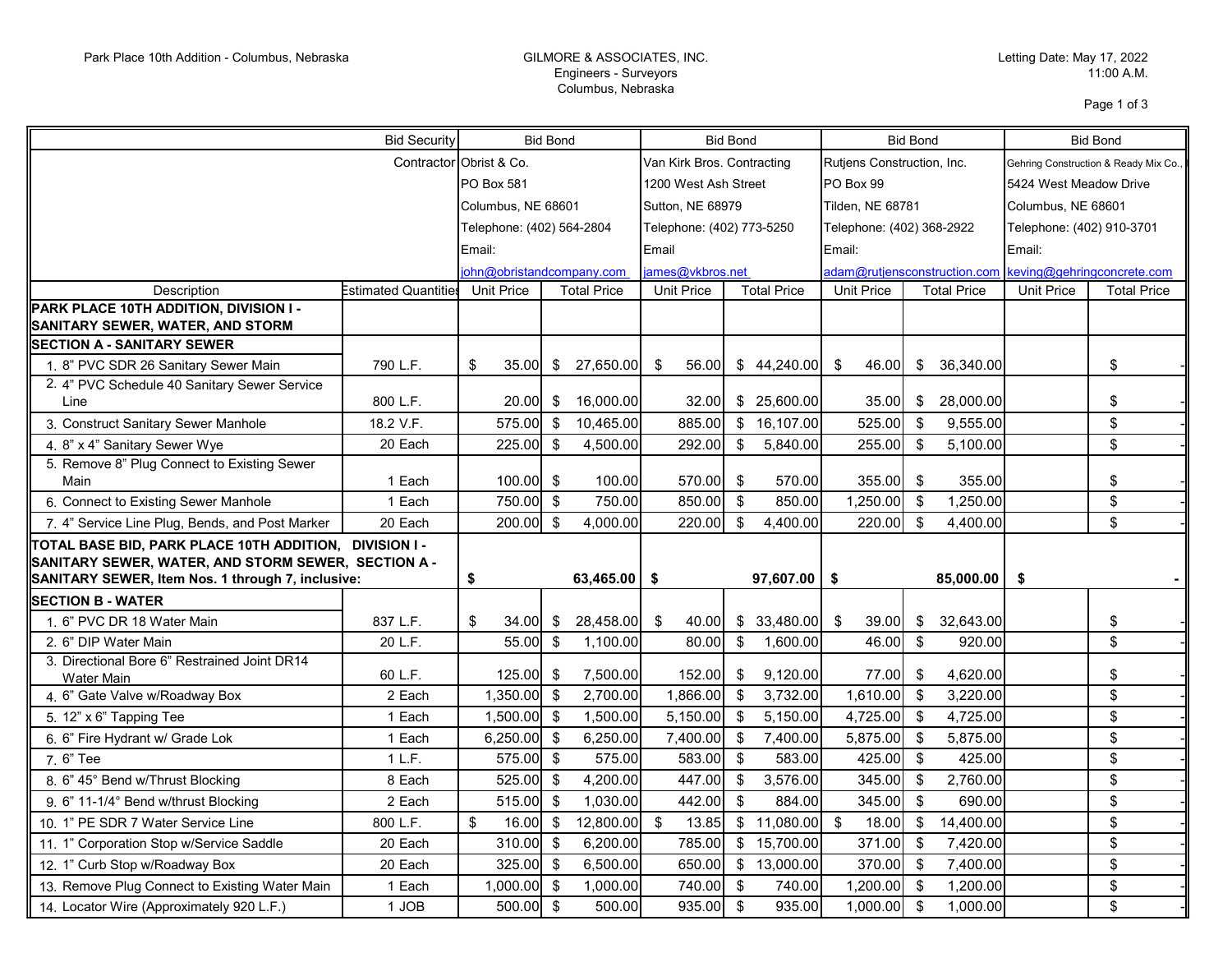Park Place 10th Addition - Columbus, Nebraska

GILMORE & ASSOCIATES, INC.
Engineers - Surveyors
Columbus, Nebraska

Letting Date: May 17, 2022
11:00 A.M.

| | Bid Security | Bid Bond | | Bid Bond | | Bid Bond | | Bid Bond | |
|---|---|---|---|---|---|---|---|---|---|
| | Contractor | Obrist & Co. | | Van Kirk Bros. Contracting | | Rutjens Construction, Inc. | | Gehring Construction & Ready Mix Co., | |
| | | PO Box 581 | | 1200 West Ash Street | | PO Box 99 | | 5424 West Meadow Drive | |
| | | Columbus, NE 68601 | | Sutton, NE 68979 | | Tilden, NE 68781 | | Columbus, NE 68601 | |
| | | Telephone: (402) 564-2804 | | Telephone: (402) 773-5250 | | Telephone: (402) 368-2922 | | Telephone: (402) 910-3701 | |
| | | Email: | | Email | | Email: | | Email: | |
| | | john@obristandcompany.com | | james@vkbros.net | | adam@rutjensconstruction.com | | keving@gehringconcrete.com | |
| Description | Estimated Quantities | Unit Price | Total Price | Unit Price | Total Price | Unit Price | Total Price | Unit Price | Total Price |
| **PARK PLACE 10TH ADDITION, DIVISION I - SANITARY SEWER, WATER, AND STORM** | | | | | | | | | |
| **SECTION A - SANITARY SEWER** | | | | | | | | | |
| 1. 8" PVC SDR 26 Sanitary Sewer Main | 790 L.F. | $ 35.00 | $ 27,650.00 | $ 56.00 | $ 44,240.00 | $ 46.00 | $ 36,340.00 | | $ - |
| 2. 4" PVC Schedule 40 Sanitary Sewer Service Line | 800 L.F. | 20.00 | $ 16,000.00 | 32.00 | $ 25,600.00 | 35.00 | $ 28,000.00 | | $ - |
| 3. Construct Sanitary Sewer Manhole | 18.2 V.F. | 575.00 | $ 10,465.00 | 885.00 | $ 16,107.00 | 525.00 | $ 9,555.00 | | $ - |
| 4. 8" x 4" Sanitary Sewer Wye | 20 Each | 225.00 | $ 4,500.00 | 292.00 | $ 5,840.00 | 255.00 | $ 5,100.00 | | $ - |
| 5. Remove 8" Plug Connect to Existing Sewer Main | 1 Each | 100.00 | $ 100.00 | 570.00 | $ 570.00 | 355.00 | $ 355.00 | | $ - |
| 6. Connect to Existing Sewer Manhole | 1 Each | 750.00 | $ 750.00 | 850.00 | $ 850.00 | 1,250.00 | $ 1,250.00 | | $ - |
| 7. 4" Service Line Plug, Bends, and Post Marker | 20 Each | 200.00 | $ 4,000.00 | 220.00 | $ 4,400.00 | 220.00 | $ 4,400.00 | | $ - |
| **TOTAL BASE BID, PARK PLACE 10TH ADDITION, DIVISION I - SANITARY SEWER, WATER, AND STORM SEWER, SECTION A - SANITARY SEWER, Item Nos. 1 through 7, inclusive:** | | **$** | **63,465.00** | **$** | **97,607.00** | **$** | **85,000.00** | **$** | **-** |
| **SECTION B - WATER** | | | | | | | | | |
| 1. 6" PVC DR 18 Water Main | 837 L.F. | $ 34.00 | $ 28,458.00 | $ 40.00 | $ 33,480.00 | $ 39.00 | $ 32,643.00 | | $ - |
| 2. 6" DIP Water Main | 20 L.F. | 55.00 | $ 1,100.00 | 80.00 | $ 1,600.00 | 46.00 | $ 920.00 | | $ - |
| 3. Directional Bore 6" Restrained Joint DR14 Water Main | 60 L.F. | 125.00 | $ 7,500.00 | 152.00 | $ 9,120.00 | 77.00 | $ 4,620.00 | | $ - |
| 4. 6" Gate Valve w/Roadway Box | 2 Each | 1,350.00 | $ 2,700.00 | 1,866.00 | $ 3,732.00 | 1,610.00 | $ 3,220.00 | | $ - |
| 5. 12" x 6" Tapping Tee | 1 Each | 1,500.00 | $ 1,500.00 | 5,150.00 | $ 5,150.00 | 4,725.00 | $ 4,725.00 | | $ - |
| 6. 6" Fire Hydrant w/ Grade Lok | 1 Each | 6,250.00 | $ 6,250.00 | 7,400.00 | $ 7,400.00 | 5,875.00 | $ 5,875.00 | | $ - |
| 7. 6" Tee | 1 L.F. | 575.00 | $ 575.00 | 583.00 | $ 583.00 | 425.00 | $ 425.00 | | $ - |
| 8. 6" 45° Bend w/Thrust Blocking | 8 Each | 525.00 | $ 4,200.00 | 447.00 | $ 3,576.00 | 345.00 | $ 2,760.00 | | $ - |
| 9. 6" 11-1/4° Bend w/thrust Blocking | 2 Each | 515.00 | $ 1,030.00 | 442.00 | $ 884.00 | 345.00 | $ 690.00 | | $ - |
| 10. 1" PE SDR 7 Water Service Line | 800 L.F. | $ 16.00 | $ 12,800.00 | $ 13.85 | $ 11,080.00 | $ 18.00 | $ 14,400.00 | | $ - |
| 11. 1" Corporation Stop w/Service Saddle | 20 Each | 310.00 | $ 6,200.00 | 785.00 | $ 15,700.00 | 371.00 | $ 7,420.00 | | $ - |
| 12. 1" Curb Stop w/Roadway Box | 20 Each | 325.00 | $ 6,500.00 | 650.00 | $ 13,000.00 | 370.00 | $ 7,400.00 | | $ - |
| 13. Remove Plug Connect to Existing Water Main | 1 Each | 1,000.00 | $ 1,000.00 | 740.00 | $ 740.00 | 1,200.00 | $ 1,200.00 | | $ - |
| 14. Locator Wire (Approximately 920 L.F.) | 1 JOB | 500.00 | $ 500.00 | 935.00 | $ 935.00 | 1,000.00 | $ 1,000.00 | | $ - |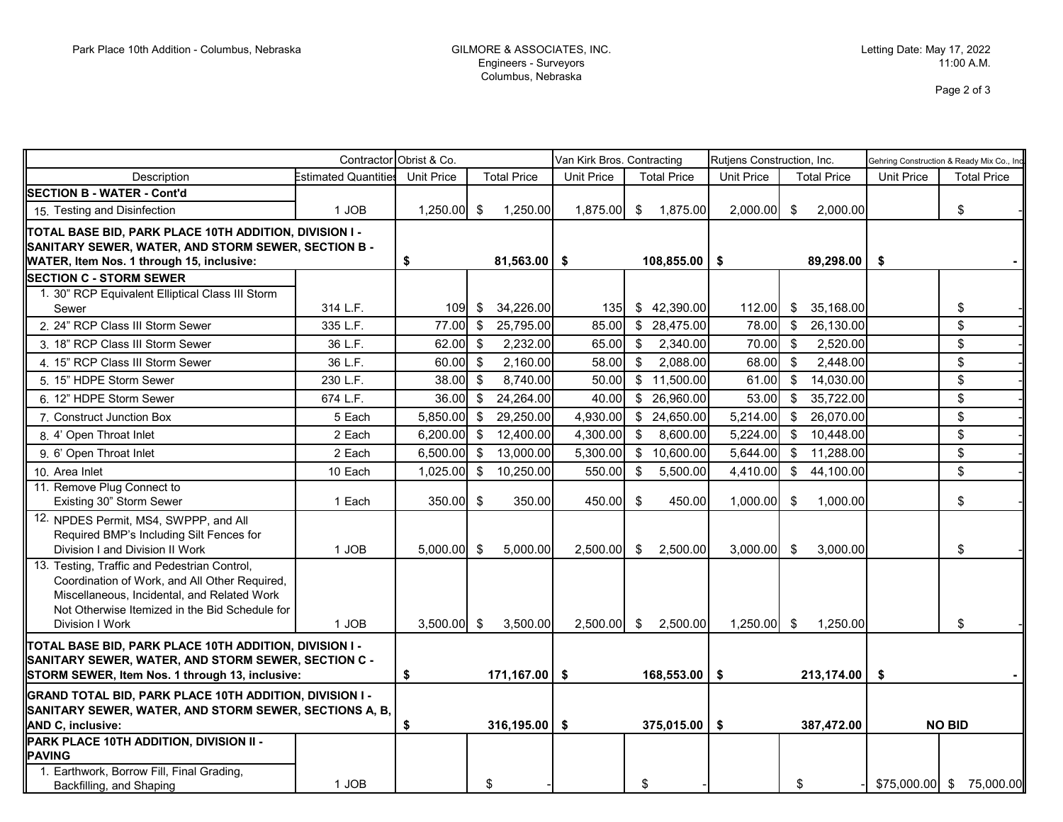Park Place 10th Addition - Columbus, Nebraska

GILMORE & ASSOCIATES, INC.
Engineers - Surveyors
Columbus, Nebraska

Letting Date: May 17, 2022
11:00 A.M.

| Description | Estimated Quantities | Obrist & Co. | | Van Kirk Bros. Contracting | | Rutjens Construction, Inc. | | Gehring Construction & Ready Mix Co., Inc. | |
|---|---|---|---|---|---|---|---|---|---|
| | | Unit Price | Total Price | Unit Price | Total Price | Unit Price | Total Price | Unit Price | Total Price |
| **SECTION B - WATER - Cont'd** | | | | | | | | | |
| 15. Testing and Disinfection | 1 JOB | 1,250.00 | $ 1,250.00 | 1,875.00 | $ 1,875.00 | 2,000.00 | $ 2,000.00 | | $ - |
| **TOTAL BASE BID, PARK PLACE 10TH ADDITION, DIVISION I - SANITARY SEWER, WATER, AND STORM SEWER, SECTION B - WATER, Item Nos. 1 through 15, inclusive:** | | **$** | **81,563.00** | **$** | **108,855.00** | **$** | **89,298.00** | **$** | **-** |
| **SECTION C - STORM SEWER** | | | | | | | | | |
| 1. 30" RCP Equivalent Elliptical Class III Storm Sewer | 314 L.F. | 109 | $ 34,226.00 | 135 | $ 42,390.00 | 112.00 | $ 35,168.00 | | $ - |
| 2. 24" RCP Class III Storm Sewer | 335 L.F. | 77.00 | $ 25,795.00 | 85.00 | $ 28,475.00 | 78.00 | $ 26,130.00 | | $ - |
| 3. 18" RCP Class III Storm Sewer | 36 L.F. | 62.00 | $ 2,232.00 | 65.00 | $ 2,340.00 | 70.00 | $ 2,520.00 | | $ - |
| 4. 15" RCP Class III Storm Sewer | 36 L.F. | 60.00 | $ 2,160.00 | 58.00 | $ 2,088.00 | 68.00 | $ 2,448.00 | | $ - |
| 5. 15" HDPE Storm Sewer | 230 L.F. | 38.00 | $ 8,740.00 | 50.00 | $ 11,500.00 | 61.00 | $ 14,030.00 | | $ - |
| 6. 12" HDPE Storm Sewer | 674 L.F. | 36.00 | $ 24,264.00 | 40.00 | $ 26,960.00 | 53.00 | $ 35,722.00 | | $ - |
| 7. Construct Junction Box | 5 Each | 5,850.00 | $ 29,250.00 | 4,930.00 | $ 24,650.00 | 5,214.00 | $ 26,070.00 | | $ - |
| 8. 4' Open Throat Inlet | 2 Each | 6,200.00 | $ 12,400.00 | 4,300.00 | $ 8,600.00 | 5,224.00 | $ 10,448.00 | | $ - |
| 9. 6' Open Throat Inlet | 2 Each | 6,500.00 | $ 13,000.00 | 5,300.00 | $ 10,600.00 | 5,644.00 | $ 11,288.00 | | $ - |
| 10. Area Inlet | 10 Each | 1,025.00 | $ 10,250.00 | 550.00 | $ 5,500.00 | 4,410.00 | $ 44,100.00 | | $ - |
| 11. Remove Plug Connect to Existing 30" Storm Sewer | 1 Each | 350.00 | $ 350.00 | 450.00 | $ 450.00 | 1,000.00 | $ 1,000.00 | | $ - |
| 12. NPDES Permit, MS4, SWPPP, and All Required BMP's Including Silt Fences for Division I and Division II Work | 1 JOB | 5,000.00 | $ 5,000.00 | 2,500.00 | $ 2,500.00 | 3,000.00 | $ 3,000.00 | | $ - |
| 13. Testing, Traffic and Pedestrian Control, Coordination of Work, and All Other Required, Miscellaneous, Incidental, and Related Work Not Otherwise Itemized in the Bid Schedule for Division I Work | 1 JOB | 3,500.00 | $ 3,500.00 | 2,500.00 | $ 2,500.00 | 1,250.00 | $ 1,250.00 | | $ - |
| **TOTAL BASE BID, PARK PLACE 10TH ADDITION, DIVISION I - SANITARY SEWER, WATER, AND STORM SEWER, SECTION C - STORM SEWER, Item Nos. 1 through 13, inclusive:** | | **$** | **171,167.00** | **$** | **168,553.00** | **$** | **213,174.00** | **$** | **-** |
| **GRAND TOTAL BID, PARK PLACE 10TH ADDITION, DIVISION I - SANITARY SEWER, WATER, AND STORM SEWER, SECTIONS A, B, AND C, inclusive:** | | **$** | **316,195.00** | **$** | **375,015.00** | **$** | **387,472.00** | **NO BID** | |
| **PARK PLACE 10TH ADDITION, DIVISION II - PAVING** | | | | | | | | | |
| 1. Earthwork, Borrow Fill, Final Grading, Backfilling, and Shaping | 1 JOB | | $ - | | $ - | | $ - | $75,000.00 | $ 75,000.00 |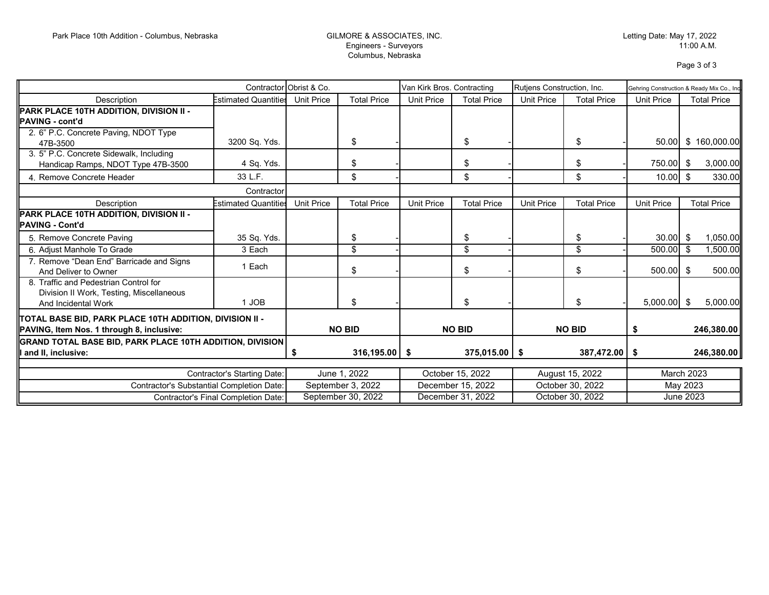Park Place 10th Addition - Columbus, Nebraska

GILMORE & ASSOCIATES, INC.
Engineers - Surveyors
Columbus, Nebraska

Letting Date: May 17, 2022
11:00 A.M.

| | Contractor | Obrist & Co. | | Van Kirk Bros. Contracting | | Rutjens Construction, Inc. | | Gehring Construction & Ready Mix Co., Inc. | |
|---|---|---|---|---|---|---|---|---|---|
| Description | Estimated Quantities | Unit Price | Total Price | Unit Price | Total Price | Unit Price | Total Price | Unit Price | Total Price |
| **PARK PLACE 10TH ADDITION, DIVISION II - PAVING - cont'd** | | | | | | | | | |
| 2. 6" P.C. Concrete Paving, NDOT Type 47B-3500 | 3200 Sq. Yds. | | $ - | | $ - | | $ - | 50.00 | $ 160,000.00 |
| 3. 5" P.C. Concrete Sidewalk, Including Handicap Ramps, NDOT Type 47B-3500 | 4 Sq. Yds. | | $ - | | $ - | | $ - | 750.00 | $ 3,000.00 |
| 4. Remove Concrete Header | 33 L.F. | | $ - | | $ - | | $ - | 10.00 | $ 330.00 |
| | Contractor | | | | | | | | |
| Description | Estimated Quantities | Unit Price | Total Price | Unit Price | Total Price | Unit Price | Total Price | Unit Price | Total Price |
| **PARK PLACE 10TH ADDITION, DIVISION II - PAVING - Cont'd** | | | | | | | | | |
| 5. Remove Concrete Paving | 35 Sq. Yds. | | $ - | | $ - | | $ - | 30.00 | $ 1,050.00 |
| 6. Adjust Manhole To Grade | 3 Each | | $ - | | $ - | | $ - | 500.00 | $ 1,500.00 |
| 7. Remove "Dean End" Barricade and Signs And Deliver to Owner | 1 Each | | $ - | | $ - | | $ - | 500.00 | $ 500.00 |
| 8. Traffic and Pedestrian Control for Division II Work, Testing, Miscellaneous And Incidental Work | 1 JOB | | $ - | | $ - | | $ - | 5,000.00 | $ 5,000.00 |
| **TOTAL BASE BID, PARK PLACE 10TH ADDITION, DIVISION II - PAVING, Item Nos. 1 through 8, inclusive:** | | **NO BID** | | **NO BID** | | **NO BID** | | **$** | **246,380.00** |
| **GRAND TOTAL BASE BID, PARK PLACE 10TH ADDITION, DIVISION I and II, inclusive:** | | **$** | **316,195.00** | **$** | **375,015.00** | **$** | **387,472.00** | **$** | **246,380.00** |
| Contractor's Starting Date: | | June 1, 2022 | | October 15, 2022 | | August 15, 2022 | | March 2023 | |
| Contractor's Substantial Completion Date: | | September 3, 2022 | | December 15, 2022 | | October 30, 2022 | | May 2023 | |
| Contractor's Final Completion Date: | | September 30, 2022 | | December 31, 2022 | | October 30, 2022 | | June 2023 | |